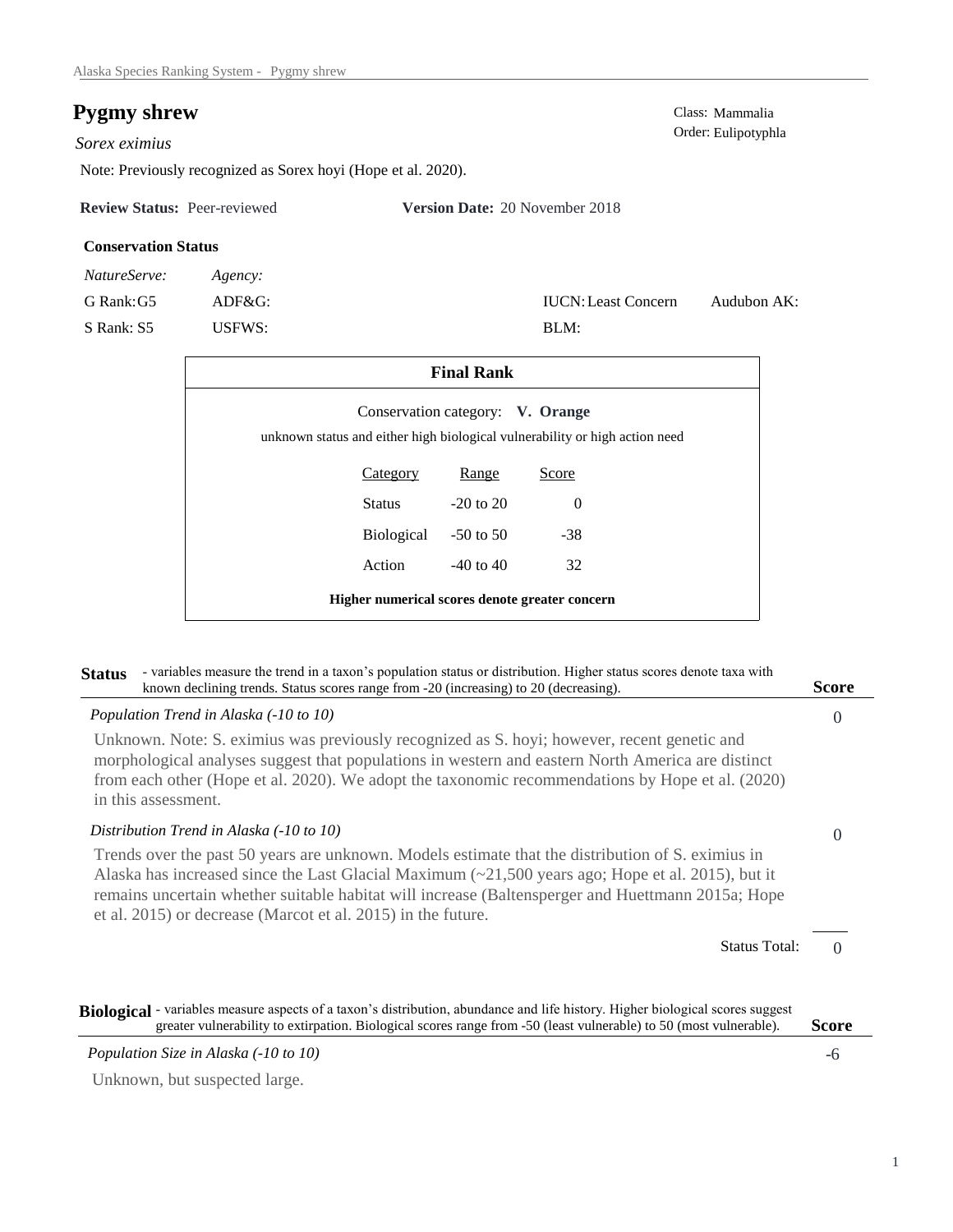# Pygmy shrew

*Sorex eximius*

Class: Mammalia
Order: Eulipotyphla

Note: Previously recognized as Sorex hoyi (Hope et al. 2020).

**Review Status:** Peer-reviewed **Version Date:** 20 November 2018

### Conservation Status

| *NatureServe:* | *Agency:* | | |
|---|---|---|---|
| G Rank: G5 | ADF&G: | IUCN: Least Concern | Audubon AK: |
| S Rank: S5 | USFWS: | BLM: | |

### Final Rank

Conservation category: **V. Orange**

unknown status and either high biological vulnerability or high action need

| Category | Range | Score |
|---|---|---|
| Status | -20 to 20 | 0 |
| Biological | -50 to 50 | -38 |
| Action | -40 to 40 | 32 |

**Higher numerical scores denote greater concern**

## Status

- variables measure the trend in a taxon's population status or distribution. Higher status scores denote taxa with known declining trends. Status scores range from -20 (increasing) to 20 (decreasing).

**Score**

*Population Trend in Alaska (-10 to 10)* — 0

Unknown. Note: S. eximius was previously recognized as S. hoyi; however, recent genetic and morphological analyses suggest that populations in western and eastern North America are distinct from each other (Hope et al. 2020). We adopt the taxonomic recommendations by Hope et al. (2020) in this assessment.

*Distribution Trend in Alaska (-10 to 10)* — 0

Trends over the past 50 years are unknown. Models estimate that the distribution of S. eximius in Alaska has increased since the Last Glacial Maximum (~21,500 years ago; Hope et al. 2015), but it remains uncertain whether suitable habitat will increase (Baltensperger and Huettmann 2015a; Hope et al. 2015) or decrease (Marcot et al. 2015) in the future.

Status Total: 0

## Biological

- variables measure aspects of a taxon's distribution, abundance and life history. Higher biological scores suggest greater vulnerability to extirpation. Biological scores range from -50 (least vulnerable) to 50 (most vulnerable).

**Score**

*Population Size in Alaska (-10 to 10)* — -6

Unknown, but suspected large.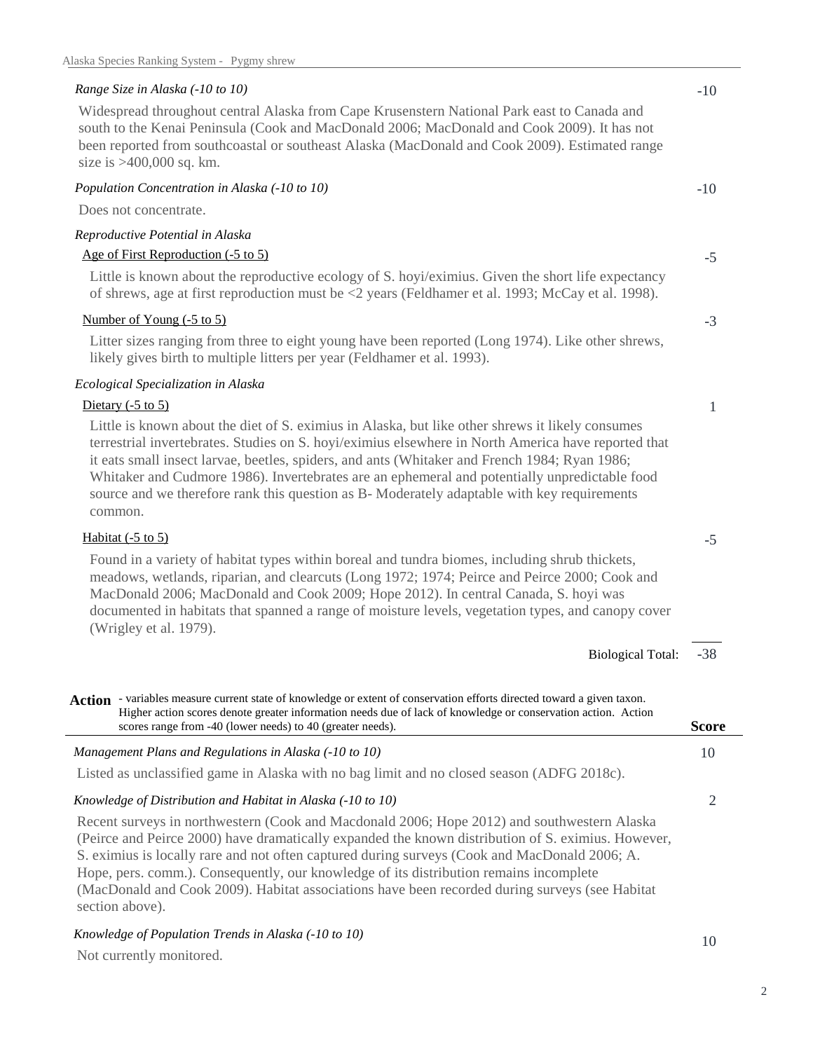*Range Size in Alaska (-10 to 10)* **-10**

Widespread throughout central Alaska from Cape Krusenstern National Park east to Canada and south to the Kenai Peninsula (Cook and MacDonald 2006; MacDonald and Cook 2009). It has not been reported from southcoastal or southeast Alaska (MacDonald and Cook 2009). Estimated range size is >400,000 sq. km.

*Population Concentration in Alaska (-10 to 10)* **-10**

Does not concentrate.

*Reproductive Potential in Alaska*

Age of First Reproduction (-5 to 5) **-5**

Little is known about the reproductive ecology of S. hoyi/eximius. Given the short life expectancy of shrews, age at first reproduction must be <2 years (Feldhamer et al. 1993; McCay et al. 1998).

Number of Young (-5 to 5) **-3**

Litter sizes ranging from three to eight young have been reported (Long 1974). Like other shrews, likely gives birth to multiple litters per year (Feldhamer et al. 1993).

*Ecological Specialization in Alaska*

Dietary (-5 to 5) **1**

Little is known about the diet of S. eximius in Alaska, but like other shrews it likely consumes terrestrial invertebrates. Studies on S. hoyi/eximius elsewhere in North America have reported that it eats small insect larvae, beetles, spiders, and ants (Whitaker and French 1984; Ryan 1986; Whitaker and Cudmore 1986). Invertebrates are an ephemeral and potentially unpredictable food source and we therefore rank this question as B- Moderately adaptable with key requirements common.

Habitat (-5 to 5) **-5**

Found in a variety of habitat types within boreal and tundra biomes, including shrub thickets, meadows, wetlands, riparian, and clearcuts (Long 1972; 1974; Peirce and Peirce 2000; Cook and MacDonald 2006; MacDonald and Cook 2009; Hope 2012). In central Canada, S. hoyi was documented in habitats that spanned a range of moisture levels, vegetation types, and canopy cover (Wrigley et al. 1979).

Biological Total: **-38**

**Action** - variables measure current state of knowledge or extent of conservation efforts directed toward a given taxon. Higher action scores denote greater information needs due of lack of knowledge or conservation action. Action scores range from -40 (lower needs) to 40 (greater needs). **Score**

*Management Plans and Regulations in Alaska (-10 to 10)* **10**

Listed as unclassified game in Alaska with no bag limit and no closed season (ADFG 2018c).

*Knowledge of Distribution and Habitat in Alaska (-10 to 10)* **2**

Recent surveys in northwestern (Cook and Macdonald 2006; Hope 2012) and southwestern Alaska (Peirce and Peirce 2000) have dramatically expanded the known distribution of S. eximius. However, S. eximius is locally rare and not often captured during surveys (Cook and MacDonald 2006; A. Hope, pers. comm.). Consequently, our knowledge of its distribution remains incomplete (MacDonald and Cook 2009). Habitat associations have been recorded during surveys (see Habitat section above).

*Knowledge of Population Trends in Alaska (-10 to 10)* **10**

Not currently monitored.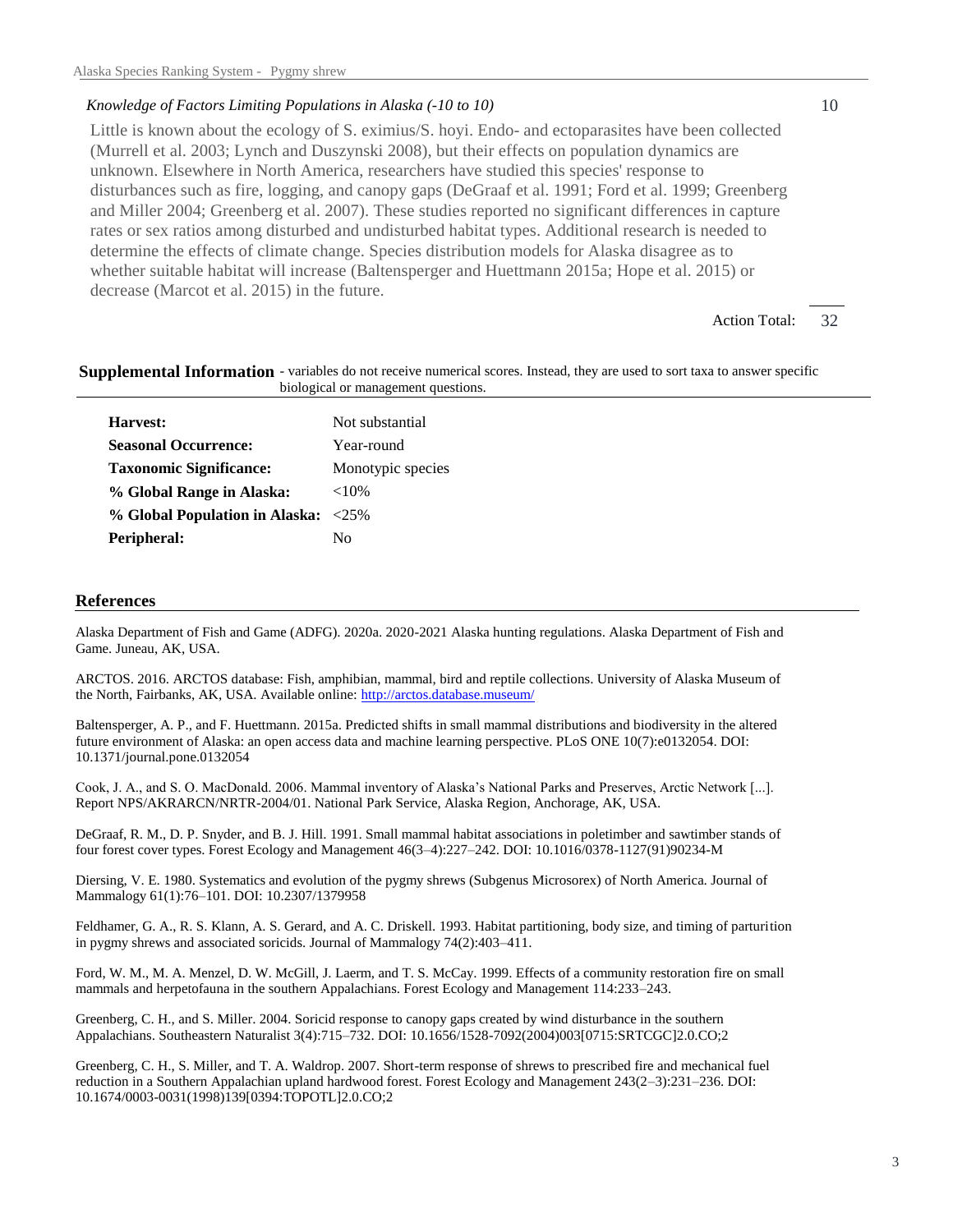*Knowledge of Factors Limiting Populations in Alaska (-10 to 10)* 10

Little is known about the ecology of S. eximius/S. hoyi. Endo- and ectoparasites have been collected (Murrell et al. 2003; Lynch and Duszynski 2008), but their effects on population dynamics are unknown. Elsewhere in North America, researchers have studied this species' response to disturbances such as fire, logging, and canopy gaps (DeGraaf et al. 1991; Ford et al. 1999; Greenberg and Miller 2004; Greenberg et al. 2007). These studies reported no significant differences in capture rates or sex ratios among disturbed and undisturbed habitat types. Additional research is needed to determine the effects of climate change. Species distribution models for Alaska disagree as to whether suitable habitat will increase (Baltensperger and Huettmann 2015a; Hope et al. 2015) or decrease (Marcot et al. 2015) in the future.

Action Total: 32

## Supplemental Information

- variables do not receive numerical scores. Instead, they are used to sort taxa to answer specific biological or management questions.

| | |
|---|---|
| **Harvest:** | Not substantial |
| **Seasonal Occurrence:** | Year-round |
| **Taxonomic Significance:** | Monotypic species |
| **% Global Range in Alaska:** | <10% |
| **% Global Population in Alaska:** | <25% |
| **Peripheral:** | No |

## References

Alaska Department of Fish and Game (ADFG). 2020a. 2020-2021 Alaska hunting regulations. Alaska Department of Fish and Game. Juneau, AK, USA.

ARCTOS. 2016. ARCTOS database: Fish, amphibian, mammal, bird and reptile collections. University of Alaska Museum of the North, Fairbanks, AK, USA. Available online: http://arctos.database.museum/

Baltensperger, A. P., and F. Huettmann. 2015a. Predicted shifts in small mammal distributions and biodiversity in the altered future environment of Alaska: an open access data and machine learning perspective. PLoS ONE 10(7):e0132054. DOI: 10.1371/journal.pone.0132054

Cook, J. A., and S. O. MacDonald. 2006. Mammal inventory of Alaska's National Parks and Preserves, Arctic Network [...]. Report NPS/AKRARCN/NRTR-2004/01. National Park Service, Alaska Region, Anchorage, AK, USA.

DeGraaf, R. M., D. P. Snyder, and B. J. Hill. 1991. Small mammal habitat associations in poletimber and sawtimber stands of four forest cover types. Forest Ecology and Management 46(3–4):227–242. DOI: 10.1016/0378-1127(91)90234-M

Diersing, V. E. 1980. Systematics and evolution of the pygmy shrews (Subgenus Microsorex) of North America. Journal of Mammalogy 61(1):76–101. DOI: 10.2307/1379958

Feldhamer, G. A., R. S. Klann, A. S. Gerard, and A. C. Driskell. 1993. Habitat partitioning, body size, and timing of parturition in pygmy shrews and associated soricids. Journal of Mammalogy 74(2):403–411.

Ford, W. M., M. A. Menzel, D. W. McGill, J. Laerm, and T. S. McCay. 1999. Effects of a community restoration fire on small mammals and herpetofauna in the southern Appalachians. Forest Ecology and Management 114:233–243.

Greenberg, C. H., and S. Miller. 2004. Soricid response to canopy gaps created by wind disturbance in the southern Appalachians. Southeastern Naturalist 3(4):715–732. DOI: 10.1656/1528-7092(2004)003[0715:SRTCGC]2.0.CO;2

Greenberg, C. H., S. Miller, and T. A. Waldrop. 2007. Short-term response of shrews to prescribed fire and mechanical fuel reduction in a Southern Appalachian upland hardwood forest. Forest Ecology and Management 243(2–3):231–236. DOI: 10.1674/0003-0031(1998)139[0394:TOPOTL]2.0.CO;2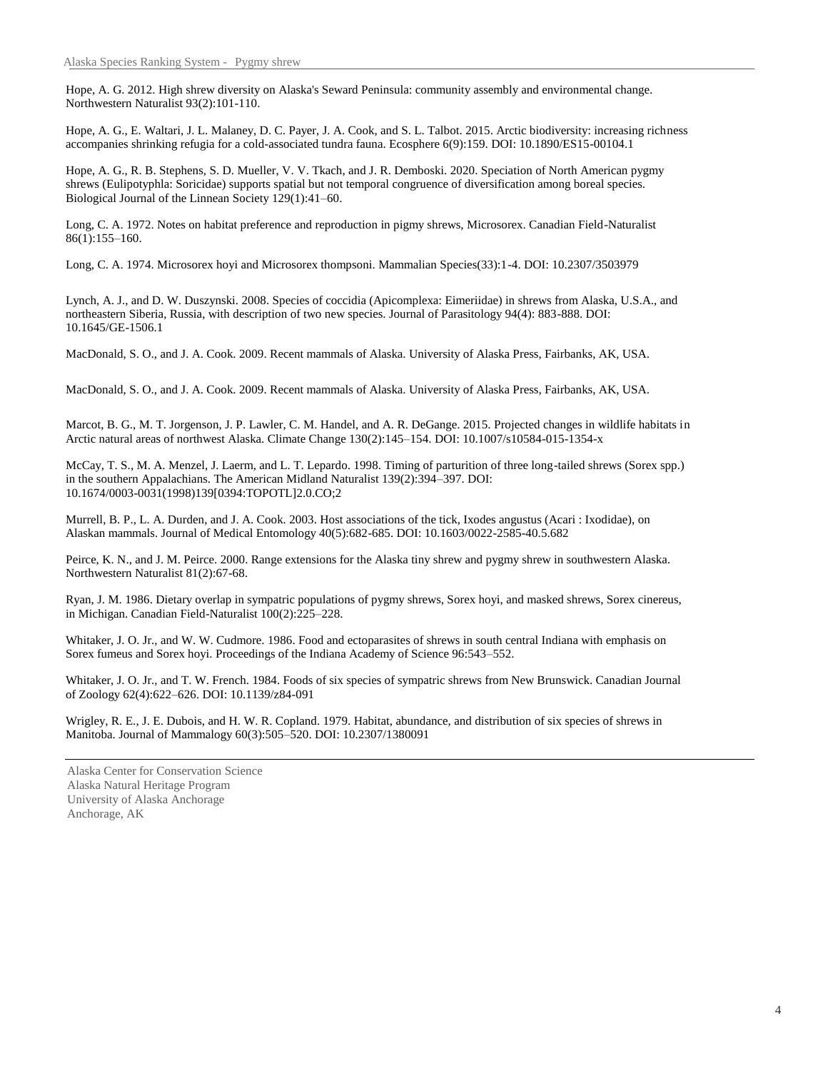Hope, A. G. 2012. High shrew diversity on Alaska's Seward Peninsula: community assembly and environmental change. Northwestern Naturalist 93(2):101-110.

Hope, A. G., E. Waltari, J. L. Malaney, D. C. Payer, J. A. Cook, and S. L. Talbot. 2015. Arctic biodiversity: increasing richness accompanies shrinking refugia for a cold-associated tundra fauna. Ecosphere 6(9):159. DOI: 10.1890/ES15-00104.1

Hope, A. G., R. B. Stephens, S. D. Mueller, V. V. Tkach, and J. R. Demboski. 2020. Speciation of North American pygmy shrews (Eulipotyphla: Soricidae) supports spatial but not temporal congruence of diversification among boreal species. Biological Journal of the Linnean Society 129(1):41–60.

Long, C. A. 1972. Notes on habitat preference and reproduction in pigmy shrews, Microsorex. Canadian Field-Naturalist 86(1):155–160.

Long, C. A. 1974. Microsorex hoyi and Microsorex thompsoni. Mammalian Species(33):1-4. DOI: 10.2307/3503979

Lynch, A. J., and D. W. Duszynski. 2008. Species of coccidia (Apicomplexa: Eimeriidae) in shrews from Alaska, U.S.A., and northeastern Siberia, Russia, with description of two new species. Journal of Parasitology 94(4): 883-888. DOI: 10.1645/GE-1506.1

MacDonald, S. O., and J. A. Cook. 2009. Recent mammals of Alaska. University of Alaska Press, Fairbanks, AK, USA.

MacDonald, S. O., and J. A. Cook. 2009. Recent mammals of Alaska. University of Alaska Press, Fairbanks, AK, USA.

Marcot, B. G., M. T. Jorgenson, J. P. Lawler, C. M. Handel, and A. R. DeGange. 2015. Projected changes in wildlife habitats in Arctic natural areas of northwest Alaska. Climate Change 130(2):145–154. DOI: 10.1007/s10584-015-1354-x

McCay, T. S., M. A. Menzel, J. Laerm, and L. T. Lepardo. 1998. Timing of parturition of three long-tailed shrews (Sorex spp.) in the southern Appalachians. The American Midland Naturalist 139(2):394–397. DOI: 10.1674/0003-0031(1998)139[0394:TOPOTL]2.0.CO;2

Murrell, B. P., L. A. Durden, and J. A. Cook. 2003. Host associations of the tick, Ixodes angustus (Acari : Ixodidae), on Alaskan mammals. Journal of Medical Entomology 40(5):682-685. DOI: 10.1603/0022-2585-40.5.682

Peirce, K. N., and J. M. Peirce. 2000. Range extensions for the Alaska tiny shrew and pygmy shrew in southwestern Alaska. Northwestern Naturalist 81(2):67-68.

Ryan, J. M. 1986. Dietary overlap in sympatric populations of pygmy shrews, Sorex hoyi, and masked shrews, Sorex cinereus, in Michigan. Canadian Field-Naturalist 100(2):225–228.

Whitaker, J. O. Jr., and W. W. Cudmore. 1986. Food and ectoparasites of shrews in south central Indiana with emphasis on Sorex fumeus and Sorex hoyi. Proceedings of the Indiana Academy of Science 96:543–552.

Whitaker, J. O. Jr., and T. W. French. 1984. Foods of six species of sympatric shrews from New Brunswick. Canadian Journal of Zoology 62(4):622–626. DOI: 10.1139/z84-091

Wrigley, R. E., J. E. Dubois, and H. W. R. Copland. 1979. Habitat, abundance, and distribution of six species of shrews in Manitoba. Journal of Mammalogy 60(3):505–520. DOI: 10.2307/1380091